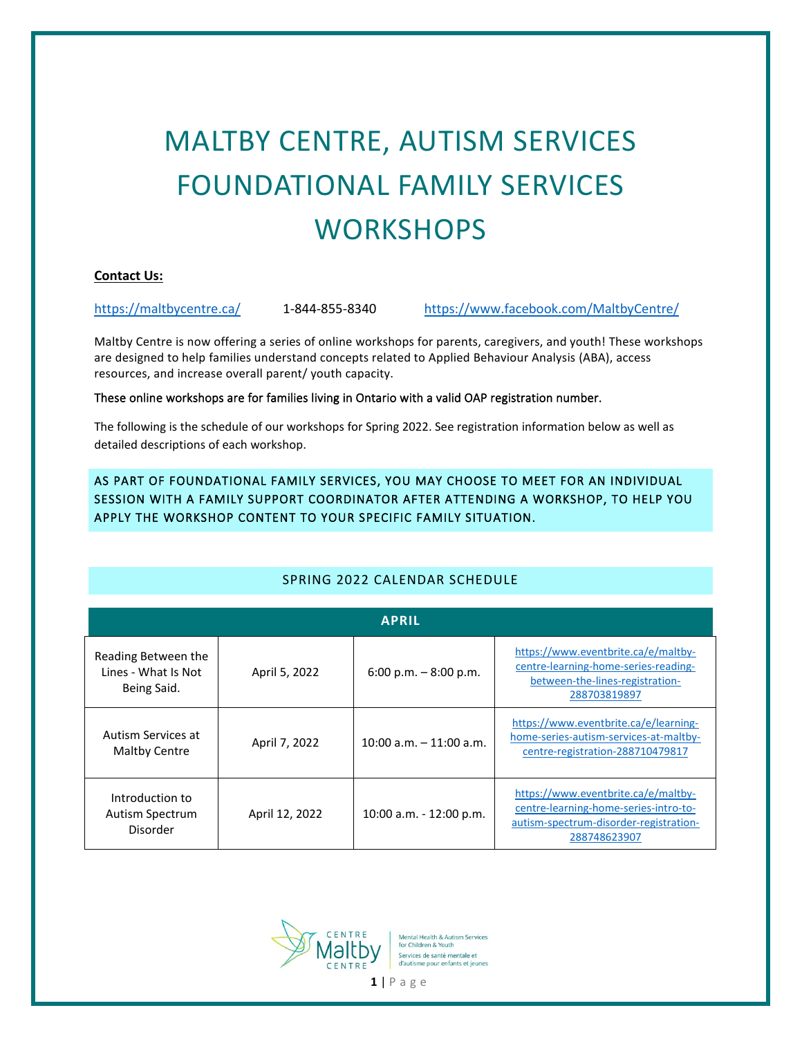# MALTBY CENTRE, AUTISM SERVICES FOUNDATIONAL FAMILY SERVICES WORKSHOPS

**Contact Us:**

https://maltbycentre.ca/ 1-844-855-8340 https://www.facebook.com/MaltbyCentre/

Maltby Centre is now offering a series of online workshops for parents, caregivers, and youth! These workshops are designed to help families understand concepts related to Applied Behaviour Analysis (ABA), access resources, and increase overall parent/ youth capacity.

These online workshops are for families living in Ontario with a valid OAP registration number.

The following is the schedule of our workshops for Spring 2022. See registration information below as well as detailed descriptions of each workshop.

AS PART OF FOUNDATIONAL FAMILY SERVICES, YOU MAY CHOOSE TO MEET FOR AN INDIVIDUAL SESSION WITH A FAMILY SUPPORT COORDINATOR AFTER ATTENDING A WORKSHOP, TO HELP YOU APPLY THE WORKSHOP CONTENT TO YOUR SPECIFIC FAMILY SITUATION.

## SPRING 2022 CALENDAR SCHEDULE

| APRIL | | | |
|---|---|---|---|
| Reading Between the Lines - What Is Not Being Said. | April 5, 2022 | 6:00 p.m. – 8:00 p.m. | https://www.eventbrite.ca/e/maltby-centre-learning-home-series-reading-between-the-lines-registration-288703819897 |
| Autism Services at Maltby Centre | April 7, 2022 | 10:00 a.m. – 11:00 a.m. | https://www.eventbrite.ca/e/learning-home-series-autism-services-at-maltby-centre-registration-288710479817 |
| Introduction to Autism Spectrum Disorder | April 12, 2022 | 10:00 a.m. - 12:00 p.m. | https://www.eventbrite.ca/e/maltby-centre-learning-home-series-intro-to-autism-spectrum-disorder-registration-288748623907 |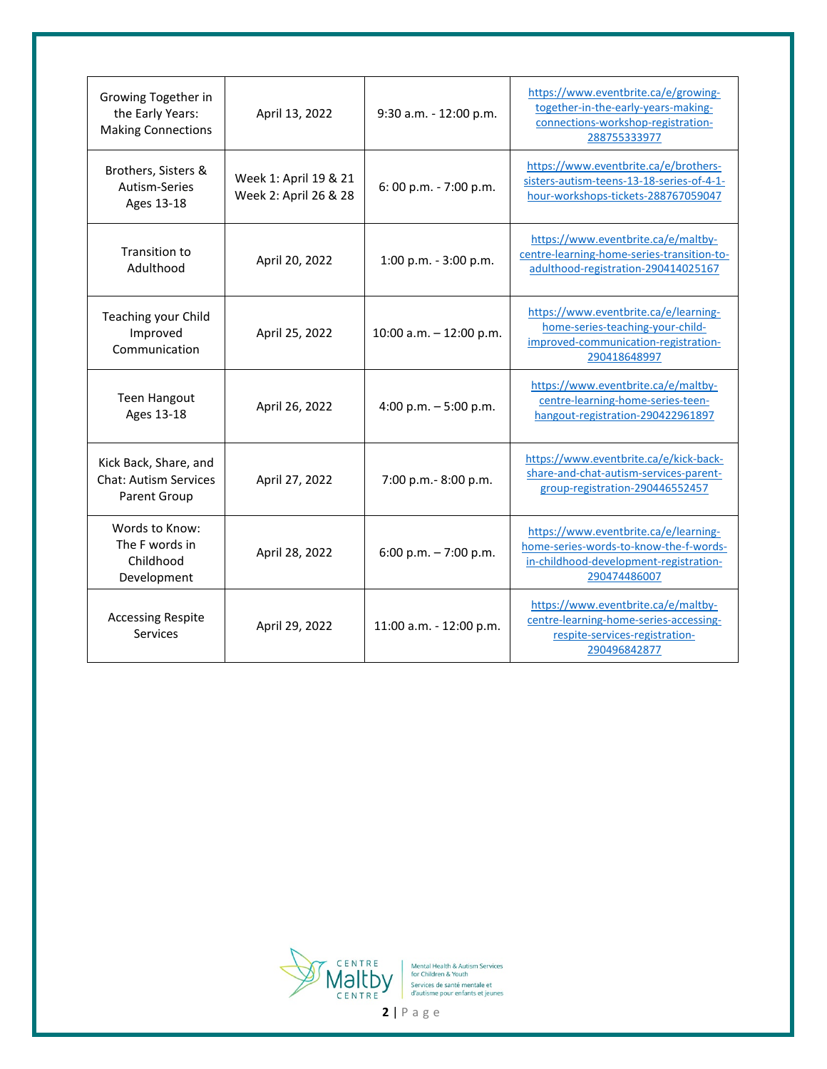| | | | |
|---|---|---|---|
| Growing Together in the Early Years: Making Connections | April 13, 2022 | 9:30 a.m. - 12:00 p.m. | https://www.eventbrite.ca/e/growing-together-in-the-early-years-making-connections-workshop-registration-288755333977 |
| Brothers, Sisters & Autism-Series Ages 13-18 | Week 1: April 19 & 21<br>Week 2: April 26 & 28 | 6: 00 p.m. - 7:00 p.m. | https://www.eventbrite.ca/e/brothers-sisters-autism-teens-13-18-series-of-4-1-hour-workshops-tickets-288767059047 |
| Transition to Adulthood | April 20, 2022 | 1:00 p.m. - 3:00 p.m. | https://www.eventbrite.ca/e/maltby-centre-learning-home-series-transition-to-adulthood-registration-290414025167 |
| Teaching your Child Improved Communication | April 25, 2022 | 10:00 a.m. – 12:00 p.m. | https://www.eventbrite.ca/e/learning-home-series-teaching-your-child-improved-communication-registration-290418648997 |
| Teen Hangout Ages 13-18 | April 26, 2022 | 4:00 p.m. – 5:00 p.m. | https://www.eventbrite.ca/e/maltby-centre-learning-home-series-teen-hangout-registration-290422961897 |
| Kick Back, Share, and Chat: Autism Services Parent Group | April 27, 2022 | 7:00 p.m.- 8:00 p.m. | https://www.eventbrite.ca/e/kick-back-share-and-chat-autism-services-parent-group-registration-290446552457 |
| Words to Know: The F words in Childhood Development | April 28, 2022 | 6:00 p.m. – 7:00 p.m. | https://www.eventbrite.ca/e/learning-home-series-words-to-know-the-f-words-in-childhood-development-registration-290474486007 |
| Accessing Respite Services | April 29, 2022 | 11:00 a.m. - 12:00 p.m. | https://www.eventbrite.ca/e/maltby-centre-learning-home-series-accessing-respite-services-registration-290496842877 |

Centre Maltby Centre — Mental Health & Autism Services for Children & Youth / Services de santé mentale et d'autisme pour enfants et jeunes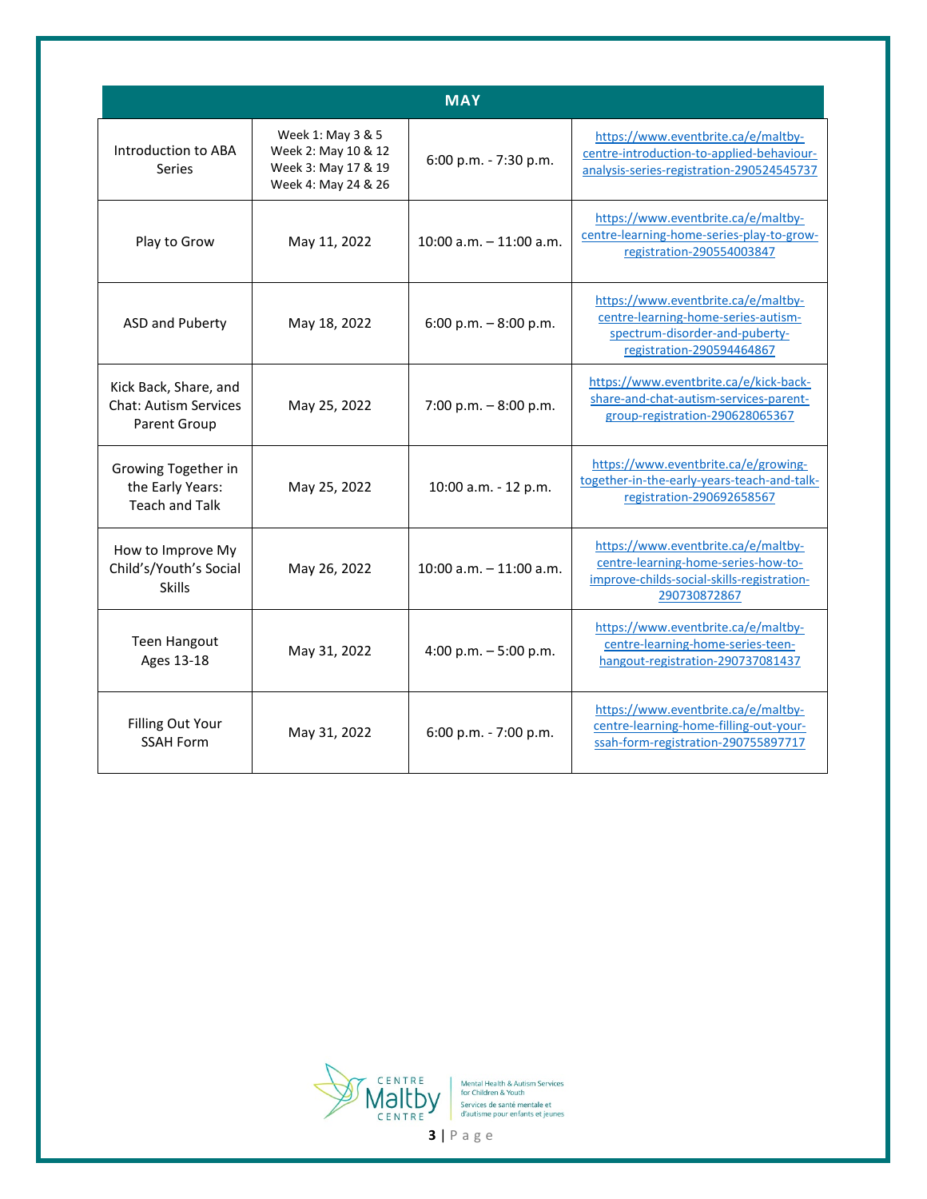| MAY | | | |
|---|---|---|---|
| Introduction to ABA Series | Week 1: May 3 & 5<br>Week 2: May 10 & 12<br>Week 3: May 17 & 19<br>Week 4: May 24 & 26 | 6:00 p.m. - 7:30 p.m. | https://www.eventbrite.ca/e/maltby-centre-introduction-to-applied-behaviour-analysis-series-registration-290524545737 |
| Play to Grow | May 11, 2022 | 10:00 a.m. – 11:00 a.m. | https://www.eventbrite.ca/e/maltby-centre-learning-home-series-play-to-grow-registration-290554003847 |
| ASD and Puberty | May 18, 2022 | 6:00 p.m. – 8:00 p.m. | https://www.eventbrite.ca/e/maltby-centre-learning-home-series-autism-spectrum-disorder-and-puberty-registration-290594464867 |
| Kick Back, Share, and Chat: Autism Services Parent Group | May 25, 2022 | 7:00 p.m. – 8:00 p.m. | https://www.eventbrite.ca/e/kick-back-share-and-chat-autism-services-parent-group-registration-290628065367 |
| Growing Together in the Early Years: Teach and Talk | May 25, 2022 | 10:00 a.m. - 12 p.m. | https://www.eventbrite.ca/e/growing-together-in-the-early-years-teach-and-talk-registration-290692658567 |
| How to Improve My Child's/Youth's Social Skills | May 26, 2022 | 10:00 a.m. – 11:00 a.m. | https://www.eventbrite.ca/e/maltby-centre-learning-home-series-how-to-improve-childs-social-skills-registration-290730872867 |
| Teen Hangout Ages 13-18 | May 31, 2022 | 4:00 p.m. – 5:00 p.m. | https://www.eventbrite.ca/e/maltby-centre-learning-home-series-teen-hangout-registration-290737081437 |
| Filling Out Your SSAH Form | May 31, 2022 | 6:00 p.m. - 7:00 p.m. | https://www.eventbrite.ca/e/maltby-centre-learning-home-filling-out-your-ssah-form-registration-290755897717 |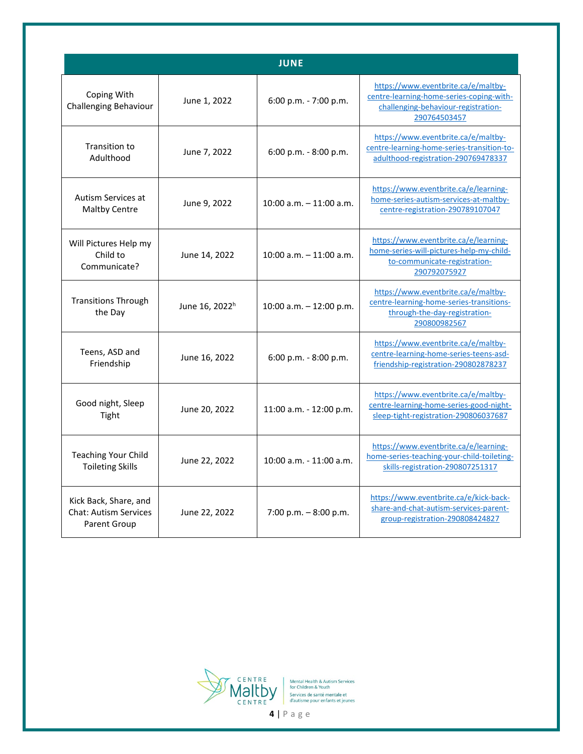| JUNE | | | |
|---|---|---|---|
| Coping With Challenging Behaviour | June 1, 2022 | 6:00 p.m. - 7:00 p.m. | https://www.eventbrite.ca/e/maltby-centre-learning-home-series-coping-with-challenging-behaviour-registration-290764503457 |
| Transition to Adulthood | June 7, 2022 | 6:00 p.m. - 8:00 p.m. | https://www.eventbrite.ca/e/maltby-centre-learning-home-series-transition-to-adulthood-registration-290769478337 |
| Autism Services at Maltby Centre | June 9, 2022 | 10:00 a.m. – 11:00 a.m. | https://www.eventbrite.ca/e/learning-home-series-autism-services-at-maltby-centre-registration-290789107047 |
| Will Pictures Help my Child to Communicate? | June 14, 2022 | 10:00 a.m. – 11:00 a.m. | https://www.eventbrite.ca/e/learning-home-series-will-pictures-help-my-child-to-communicate-registration-290792075927 |
| Transitions Through the Day | June 16, 2022[h] | 10:00 a.m. – 12:00 p.m. | https://www.eventbrite.ca/e/maltby-centre-learning-home-series-transitions-through-the-day-registration-290800982567 |
| Teens, ASD and Friendship | June 16, 2022 | 6:00 p.m. - 8:00 p.m. | https://www.eventbrite.ca/e/maltby-centre-learning-home-series-teens-asd-friendship-registration-290802878237 |
| Good night, Sleep Tight | June 20, 2022 | 11:00 a.m. - 12:00 p.m. | https://www.eventbrite.ca/e/maltby-centre-learning-home-series-good-night-sleep-tight-registration-290806037687 |
| Teaching Your Child Toileting Skills | June 22, 2022 | 10:00 a.m. - 11:00 a.m. | https://www.eventbrite.ca/e/learning-home-series-teaching-your-child-toileting-skills-registration-290807251317 |
| Kick Back, Share, and Chat: Autism Services Parent Group | June 22, 2022 | 7:00 p.m. – 8:00 p.m. | https://www.eventbrite.ca/e/kick-back-share-and-chat-autism-services-parent-group-registration-290808424827 |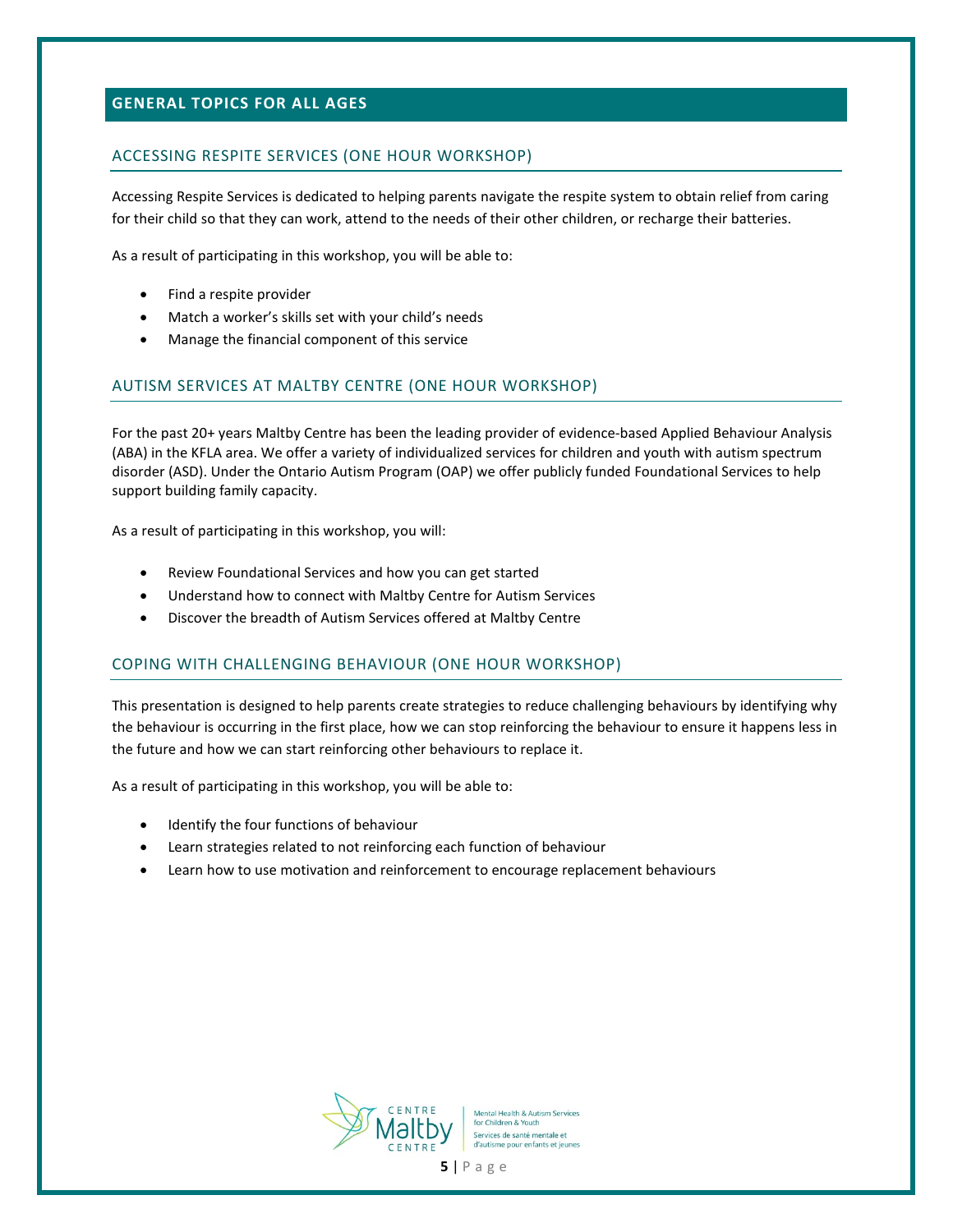## GENERAL TOPICS FOR ALL AGES

### ACCESSING RESPITE SERVICES (ONE HOUR WORKSHOP)

Accessing Respite Services is dedicated to helping parents navigate the respite system to obtain relief from caring for their child so that they can work, attend to the needs of their other children, or recharge their batteries.

As a result of participating in this workshop, you will be able to:

- Find a respite provider
- Match a worker's skills set with your child's needs
- Manage the financial component of this service

### AUTISM SERVICES AT MALTBY CENTRE (ONE HOUR WORKSHOP)

For the past 20+ years Maltby Centre has been the leading provider of evidence-based Applied Behaviour Analysis (ABA) in the KFLA area. We offer a variety of individualized services for children and youth with autism spectrum disorder (ASD). Under the Ontario Autism Program (OAP) we offer publicly funded Foundational Services to help support building family capacity.

As a result of participating in this workshop, you will:

- Review Foundational Services and how you can get started
- Understand how to connect with Maltby Centre for Autism Services
- Discover the breadth of Autism Services offered at Maltby Centre

### COPING WITH CHALLENGING BEHAVIOUR (ONE HOUR WORKSHOP)

This presentation is designed to help parents create strategies to reduce challenging behaviours by identifying why the behaviour is occurring in the first place, how we can stop reinforcing the behaviour to ensure it happens less in the future and how we can start reinforcing other behaviours to replace it.

As a result of participating in this workshop, you will be able to:

- Identify the four functions of behaviour
- Learn strategies related to not reinforcing each function of behaviour
- Learn how to use motivation and reinforcement to encourage replacement behaviours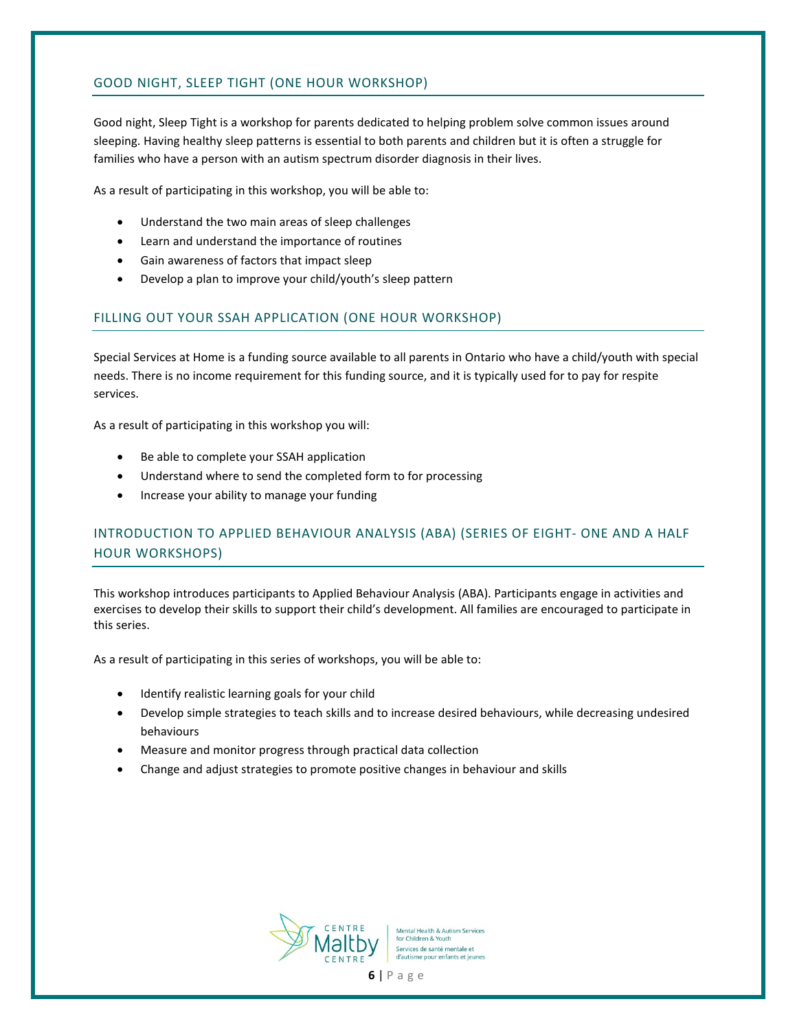## GOOD NIGHT, SLEEP TIGHT (ONE HOUR WORKSHOP)

Good night, Sleep Tight is a workshop for parents dedicated to helping problem solve common issues around sleeping. Having healthy sleep patterns is essential to both parents and children but it is often a struggle for families who have a person with an autism spectrum disorder diagnosis in their lives.

As a result of participating in this workshop, you will be able to:

- Understand the two main areas of sleep challenges
- Learn and understand the importance of routines
- Gain awareness of factors that impact sleep
- Develop a plan to improve your child/youth's sleep pattern

## FILLING OUT YOUR SSAH APPLICATION (ONE HOUR WORKSHOP)

Special Services at Home is a funding source available to all parents in Ontario who have a child/youth with special needs. There is no income requirement for this funding source, and it is typically used for to pay for respite services.

As a result of participating in this workshop you will:

- Be able to complete your SSAH application
- Understand where to send the completed form to for processing
- Increase your ability to manage your funding

## INTRODUCTION TO APPLIED BEHAVIOUR ANALYSIS (ABA) (SERIES OF EIGHT- ONE AND A HALF HOUR WORKSHOPS)

This workshop introduces participants to Applied Behaviour Analysis (ABA). Participants engage in activities and exercises to develop their skills to support their child's development. All families are encouraged to participate in this series.

As a result of participating in this series of workshops, you will be able to:

- Identify realistic learning goals for your child
- Develop simple strategies to teach skills and to increase desired behaviours, while decreasing undesired behaviours
- Measure and monitor progress through practical data collection
- Change and adjust strategies to promote positive changes in behaviour and skills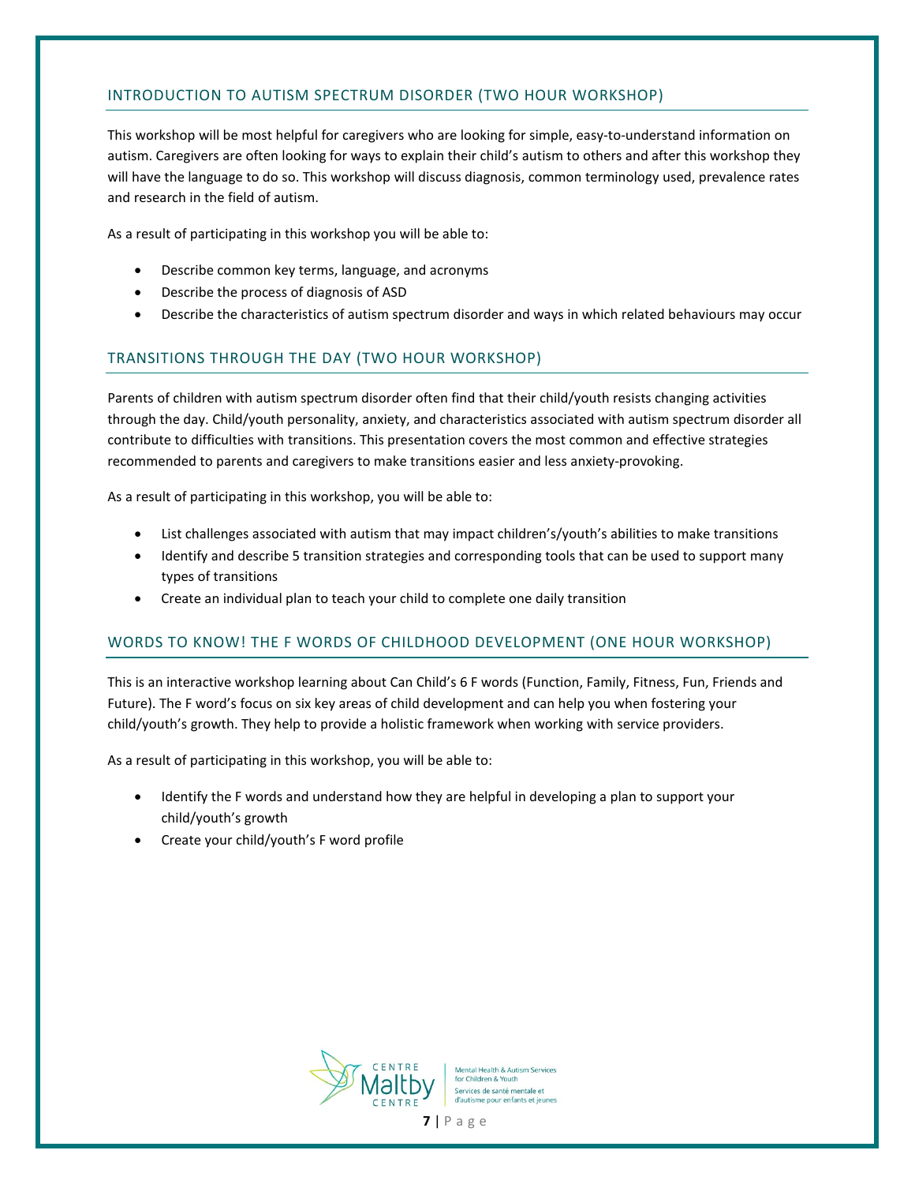## INTRODUCTION TO AUTISM SPECTRUM DISORDER (TWO HOUR WORKSHOP)

This workshop will be most helpful for caregivers who are looking for simple, easy-to-understand information on autism. Caregivers are often looking for ways to explain their child's autism to others and after this workshop they will have the language to do so. This workshop will discuss diagnosis, common terminology used, prevalence rates and research in the field of autism.

As a result of participating in this workshop you will be able to:

- Describe common key terms, language, and acronyms
- Describe the process of diagnosis of ASD
- Describe the characteristics of autism spectrum disorder and ways in which related behaviours may occur

## TRANSITIONS THROUGH THE DAY (TWO HOUR WORKSHOP)

Parents of children with autism spectrum disorder often find that their child/youth resists changing activities through the day. Child/youth personality, anxiety, and characteristics associated with autism spectrum disorder all contribute to difficulties with transitions. This presentation covers the most common and effective strategies recommended to parents and caregivers to make transitions easier and less anxiety-provoking.

As a result of participating in this workshop, you will be able to:

- List challenges associated with autism that may impact children's/youth's abilities to make transitions
- Identify and describe 5 transition strategies and corresponding tools that can be used to support many types of transitions
- Create an individual plan to teach your child to complete one daily transition

## WORDS TO KNOW! THE F WORDS OF CHILDHOOD DEVELOPMENT (ONE HOUR WORKSHOP)

This is an interactive workshop learning about Can Child's 6 F words (Function, Family, Fitness, Fun, Friends and Future). The F word's focus on six key areas of child development and can help you when fostering your child/youth's growth. They help to provide a holistic framework when working with service providers.

As a result of participating in this workshop, you will be able to:

- Identify the F words and understand how they are helpful in developing a plan to support your child/youth's growth
- Create your child/youth's F word profile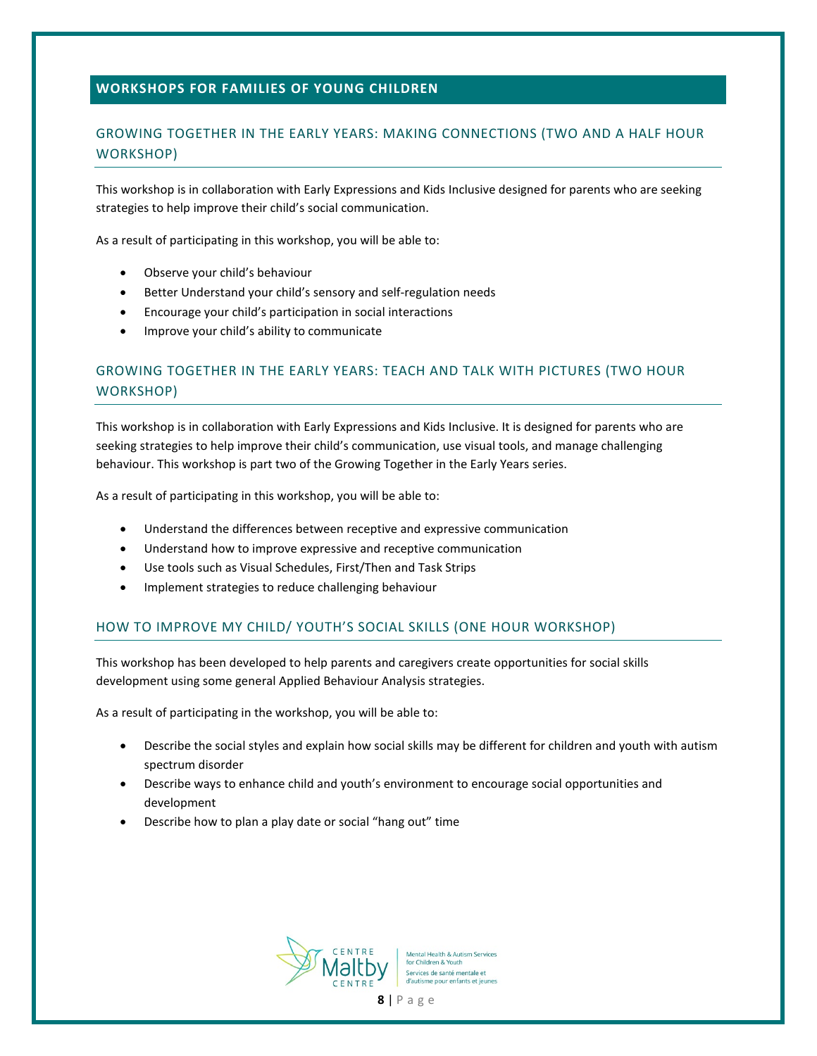## WORKSHOPS FOR FAMILIES OF YOUNG CHILDREN

### GROWING TOGETHER IN THE EARLY YEARS: MAKING CONNECTIONS (TWO AND A HALF HOUR WORKSHOP)

This workshop is in collaboration with Early Expressions and Kids Inclusive designed for parents who are seeking strategies to help improve their child's social communication.

As a result of participating in this workshop, you will be able to:

- Observe your child's behaviour
- Better Understand your child's sensory and self-regulation needs
- Encourage your child's participation in social interactions
- Improve your child's ability to communicate

### GROWING TOGETHER IN THE EARLY YEARS: TEACH AND TALK WITH PICTURES (TWO HOUR WORKSHOP)

This workshop is in collaboration with Early Expressions and Kids Inclusive. It is designed for parents who are seeking strategies to help improve their child's communication, use visual tools, and manage challenging behaviour. This workshop is part two of the Growing Together in the Early Years series.

As a result of participating in this workshop, you will be able to:

- Understand the differences between receptive and expressive communication
- Understand how to improve expressive and receptive communication
- Use tools such as Visual Schedules, First/Then and Task Strips
- Implement strategies to reduce challenging behaviour

### HOW TO IMPROVE MY CHILD/ YOUTH'S SOCIAL SKILLS (ONE HOUR WORKSHOP)

This workshop has been developed to help parents and caregivers create opportunities for social skills development using some general Applied Behaviour Analysis strategies.

As a result of participating in the workshop, you will be able to:

- Describe the social styles and explain how social skills may be different for children and youth with autism spectrum disorder
- Describe ways to enhance child and youth's environment to encourage social opportunities and development
- Describe how to plan a play date or social "hang out" time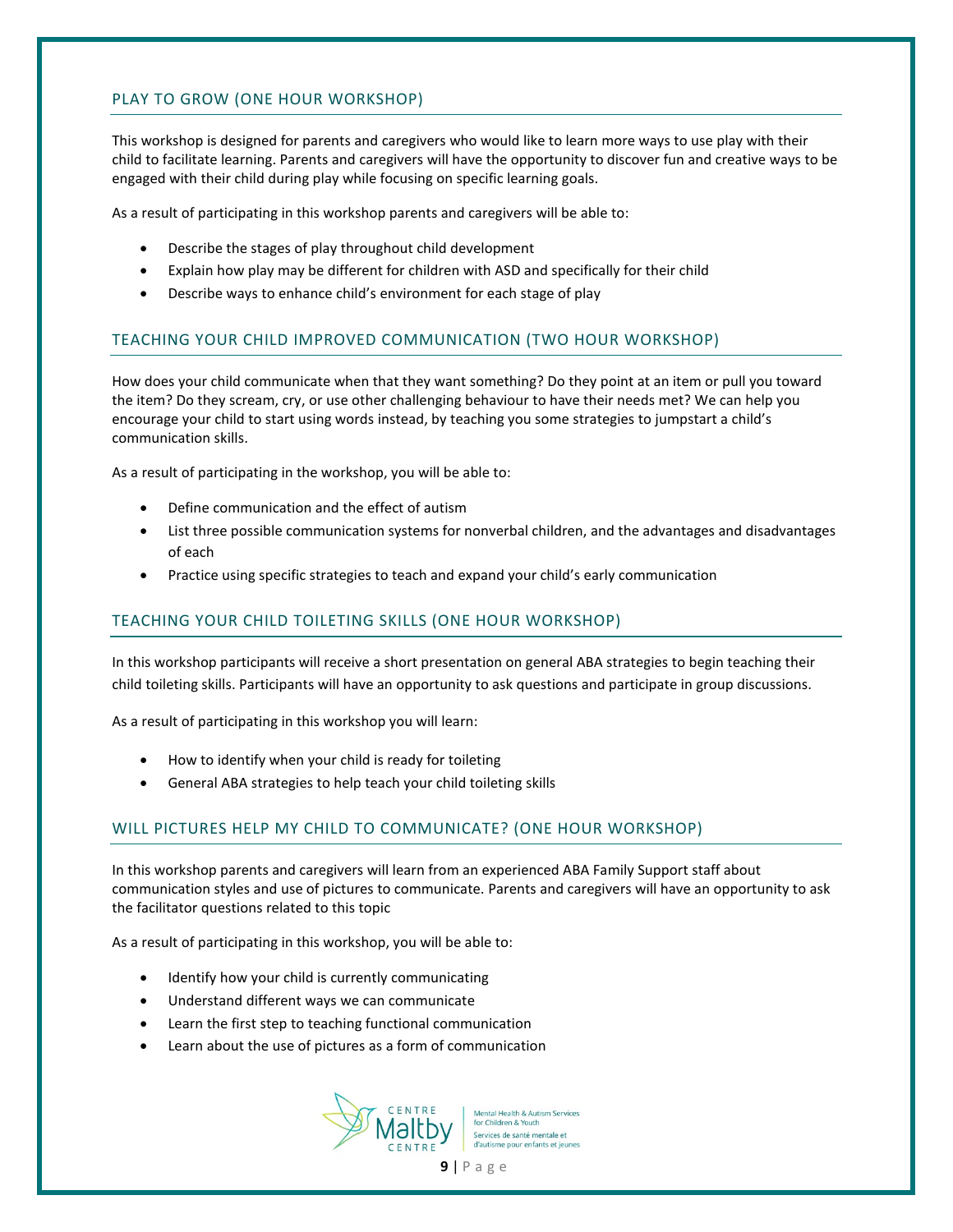## PLAY TO GROW (ONE HOUR WORKSHOP)

This workshop is designed for parents and caregivers who would like to learn more ways to use play with their child to facilitate learning. Parents and caregivers will have the opportunity to discover fun and creative ways to be engaged with their child during play while focusing on specific learning goals.

As a result of participating in this workshop parents and caregivers will be able to:

- Describe the stages of play throughout child development
- Explain how play may be different for children with ASD and specifically for their child
- Describe ways to enhance child's environment for each stage of play

## TEACHING YOUR CHILD IMPROVED COMMUNICATION (TWO HOUR WORKSHOP)

How does your child communicate when that they want something? Do they point at an item or pull you toward the item? Do they scream, cry, or use other challenging behaviour to have their needs met? We can help you encourage your child to start using words instead, by teaching you some strategies to jumpstart a child's communication skills.

As a result of participating in the workshop, you will be able to:

- Define communication and the effect of autism
- List three possible communication systems for nonverbal children, and the advantages and disadvantages of each
- Practice using specific strategies to teach and expand your child's early communication

## TEACHING YOUR CHILD TOILETING SKILLS (ONE HOUR WORKSHOP)

In this workshop participants will receive a short presentation on general ABA strategies to begin teaching their child toileting skills. Participants will have an opportunity to ask questions and participate in group discussions.

As a result of participating in this workshop you will learn:

- How to identify when your child is ready for toileting
- General ABA strategies to help teach your child toileting skills

## WILL PICTURES HELP MY CHILD TO COMMUNICATE? (ONE HOUR WORKSHOP)

In this workshop parents and caregivers will learn from an experienced ABA Family Support staff about communication styles and use of pictures to communicate. Parents and caregivers will have an opportunity to ask the facilitator questions related to this topic

As a result of participating in this workshop, you will be able to:

- Identify how your child is currently communicating
- Understand different ways we can communicate
- Learn the first step to teaching functional communication
- Learn about the use of pictures as a form of communication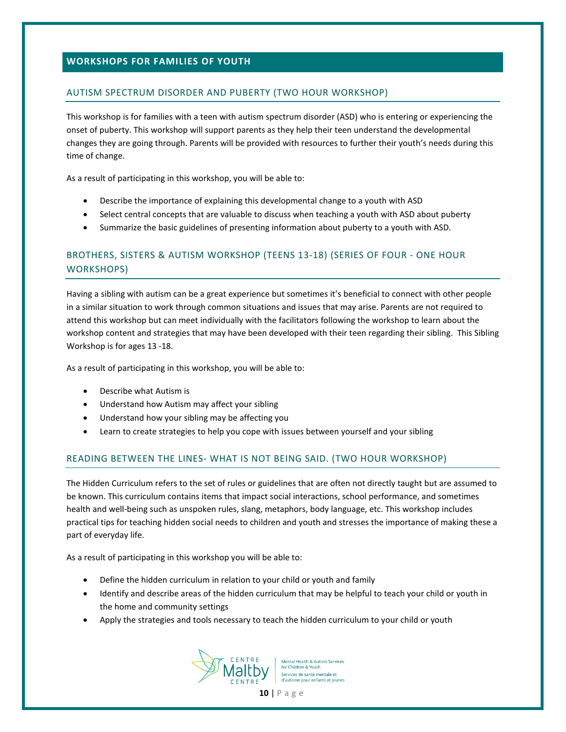## WORKSHOPS FOR FAMILIES OF YOUTH

### AUTISM SPECTRUM DISORDER AND PUBERTY (TWO HOUR WORKSHOP)

This workshop is for families with a teen with autism spectrum disorder (ASD) who is entering or experiencing the onset of puberty. This workshop will support parents as they help their teen understand the developmental changes they are going through. Parents will be provided with resources to further their youth's needs during this time of change.

As a result of participating in this workshop, you will be able to:

- Describe the importance of explaining this developmental change to a youth with ASD
- Select central concepts that are valuable to discuss when teaching a youth with ASD about puberty
- Summarize the basic guidelines of presenting information about puberty to a youth with ASD.

### BROTHERS, SISTERS & AUTISM WORKSHOP (TEENS 13-18) (SERIES OF FOUR - ONE HOUR WORKSHOPS)

Having a sibling with autism can be a great experience but sometimes it's beneficial to connect with other people in a similar situation to work through common situations and issues that may arise. Parents are not required to attend this workshop but can meet individually with the facilitators following the workshop to learn about the workshop content and strategies that may have been developed with their teen regarding their sibling. This Sibling Workshop is for ages 13 -18.

As a result of participating in this workshop, you will be able to:

- Describe what Autism is
- Understand how Autism may affect your sibling
- Understand how your sibling may be affecting you
- Learn to create strategies to help you cope with issues between yourself and your sibling

### READING BETWEEN THE LINES- WHAT IS NOT BEING SAID. (TWO HOUR WORKSHOP)

The Hidden Curriculum refers to the set of rules or guidelines that are often not directly taught but are assumed to be known. This curriculum contains items that impact social interactions, school performance, and sometimes health and well-being such as unspoken rules, slang, metaphors, body language, etc. This workshop includes practical tips for teaching hidden social needs to children and youth and stresses the importance of making these a part of everyday life.

As a result of participating in this workshop you will be able to:

- Define the hidden curriculum in relation to your child or youth and family
- Identify and describe areas of the hidden curriculum that may be helpful to teach your child or youth in the home and community settings
- Apply the strategies and tools necessary to teach the hidden curriculum to your child or youth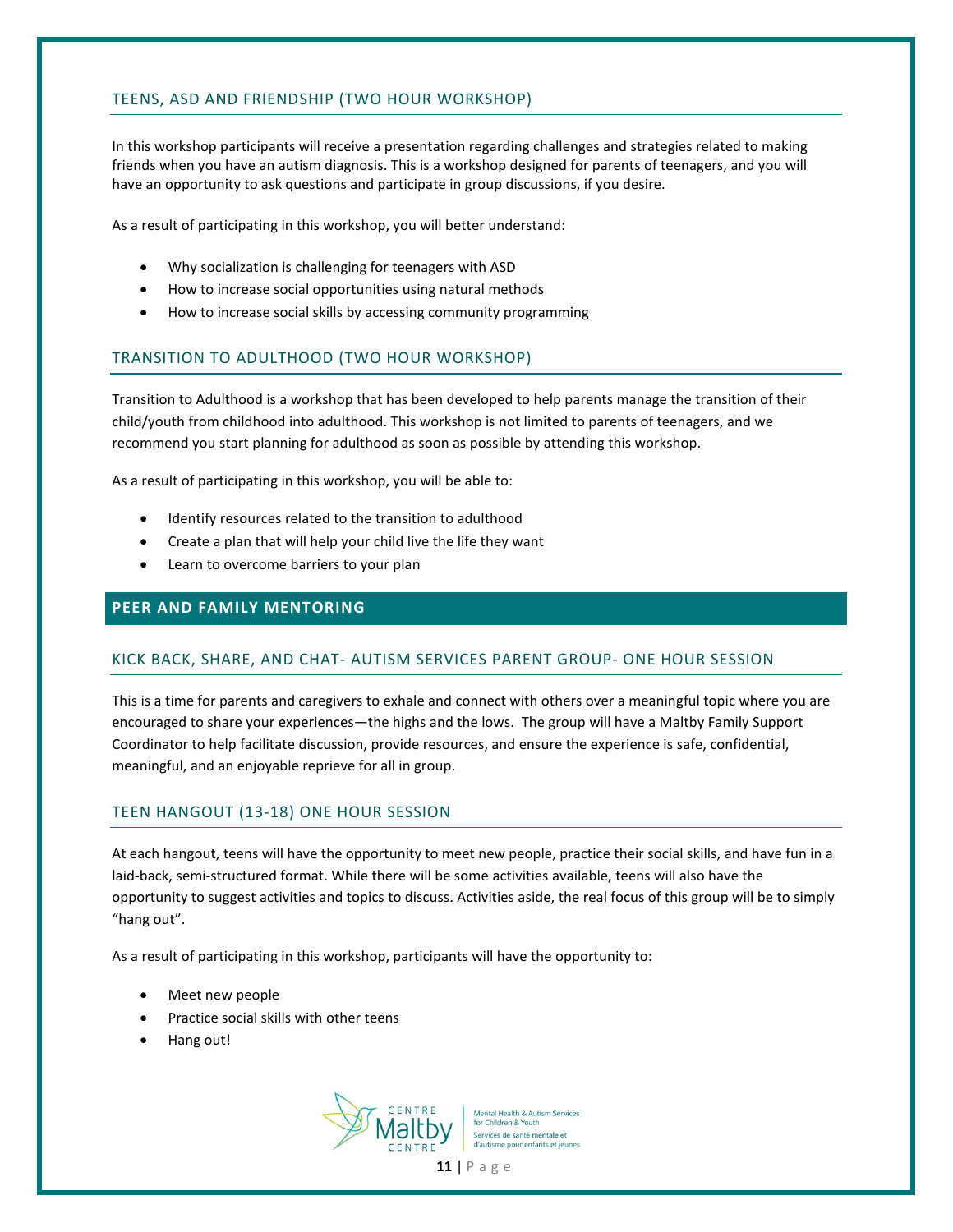### TEENS, ASD AND FRIENDSHIP (TWO HOUR WORKSHOP)

In this workshop participants will receive a presentation regarding challenges and strategies related to making friends when you have an autism diagnosis. This is a workshop designed for parents of teenagers, and you will have an opportunity to ask questions and participate in group discussions, if you desire.

As a result of participating in this workshop, you will better understand:

- Why socialization is challenging for teenagers with ASD
- How to increase social opportunities using natural methods
- How to increase social skills by accessing community programming

### TRANSITION TO ADULTHOOD (TWO HOUR WORKSHOP)

Transition to Adulthood is a workshop that has been developed to help parents manage the transition of their child/youth from childhood into adulthood. This workshop is not limited to parents of teenagers, and we recommend you start planning for adulthood as soon as possible by attending this workshop.

As a result of participating in this workshop, you will be able to:

- Identify resources related to the transition to adulthood
- Create a plan that will help your child live the life they want
- Learn to overcome barriers to your plan

## PEER AND FAMILY MENTORING

### KICK BACK, SHARE, AND CHAT- AUTISM SERVICES PARENT GROUP- ONE HOUR SESSION

This is a time for parents and caregivers to exhale and connect with others over a meaningful topic where you are encouraged to share your experiences—the highs and the lows. The group will have a Maltby Family Support Coordinator to help facilitate discussion, provide resources, and ensure the experience is safe, confidential, meaningful, and an enjoyable reprieve for all in group.

### TEEN HANGOUT (13-18) ONE HOUR SESSION

At each hangout, teens will have the opportunity to meet new people, practice their social skills, and have fun in a laid-back, semi-structured format. While there will be some activities available, teens will also have the opportunity to suggest activities and topics to discuss. Activities aside, the real focus of this group will be to simply "hang out".

As a result of participating in this workshop, participants will have the opportunity to:

- Meet new people
- Practice social skills with other teens
- Hang out!